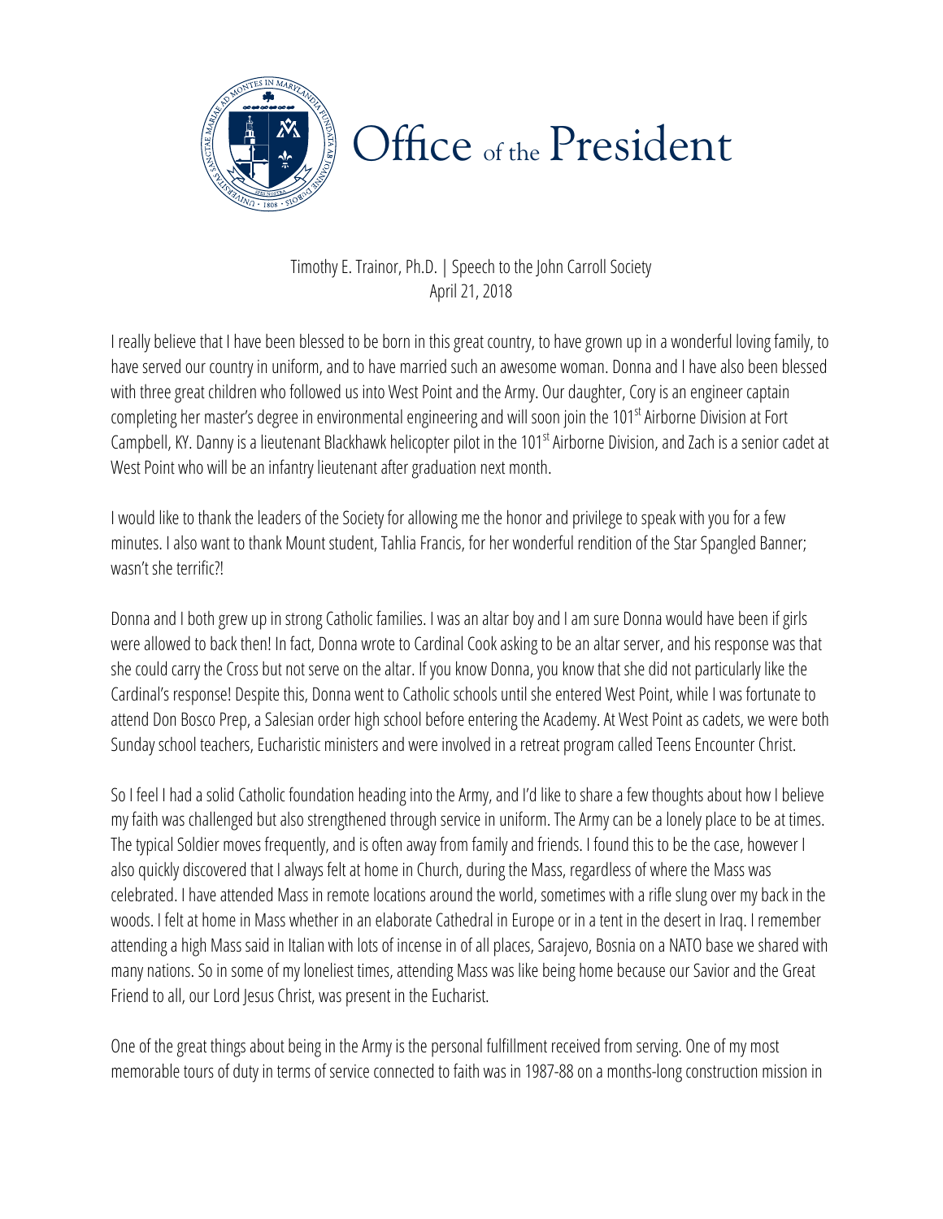# Office of the President

Timothy E. Trainor, Ph.D. | Speech to the John Carroll Society
April 21, 2018

I really believe that I have been blessed to be born in this great country, to have grown up in a wonderful loving family, to have served our country in uniform, and to have married such an awesome woman. Donna and I have also been blessed with three great children who followed us into West Point and the Army. Our daughter, Cory is an engineer captain completing her master's degree in environmental engineering and will soon join the 101st Airborne Division at Fort Campbell, KY. Danny is a lieutenant Blackhawk helicopter pilot in the 101st Airborne Division, and Zach is a senior cadet at West Point who will be an infantry lieutenant after graduation next month.

I would like to thank the leaders of the Society for allowing me the honor and privilege to speak with you for a few minutes. I also want to thank Mount student, Tahlia Francis, for her wonderful rendition of the Star Spangled Banner; wasn't she terrific?!

Donna and I both grew up in strong Catholic families. I was an altar boy and I am sure Donna would have been if girls were allowed to back then! In fact, Donna wrote to Cardinal Cook asking to be an altar server, and his response was that she could carry the Cross but not serve on the altar. If you know Donna, you know that she did not particularly like the Cardinal's response! Despite this, Donna went to Catholic schools until she entered West Point, while I was fortunate to attend Don Bosco Prep, a Salesian order high school before entering the Academy. At West Point as cadets, we were both Sunday school teachers, Eucharistic ministers and were involved in a retreat program called Teens Encounter Christ.

So I feel I had a solid Catholic foundation heading into the Army, and I'd like to share a few thoughts about how I believe my faith was challenged but also strengthened through service in uniform. The Army can be a lonely place to be at times. The typical Soldier moves frequently, and is often away from family and friends. I found this to be the case, however I also quickly discovered that I always felt at home in Church, during the Mass, regardless of where the Mass was celebrated. I have attended Mass in remote locations around the world, sometimes with a rifle slung over my back in the woods. I felt at home in Mass whether in an elaborate Cathedral in Europe or in a tent in the desert in Iraq. I remember attending a high Mass said in Italian with lots of incense in of all places, Sarajevo, Bosnia on a NATO base we shared with many nations. So in some of my loneliest times, attending Mass was like being home because our Savior and the Great Friend to all, our Lord Jesus Christ, was present in the Eucharist.

One of the great things about being in the Army is the personal fulfillment received from serving. One of my most memorable tours of duty in terms of service connected to faith was in 1987-88 on a months-long construction mission in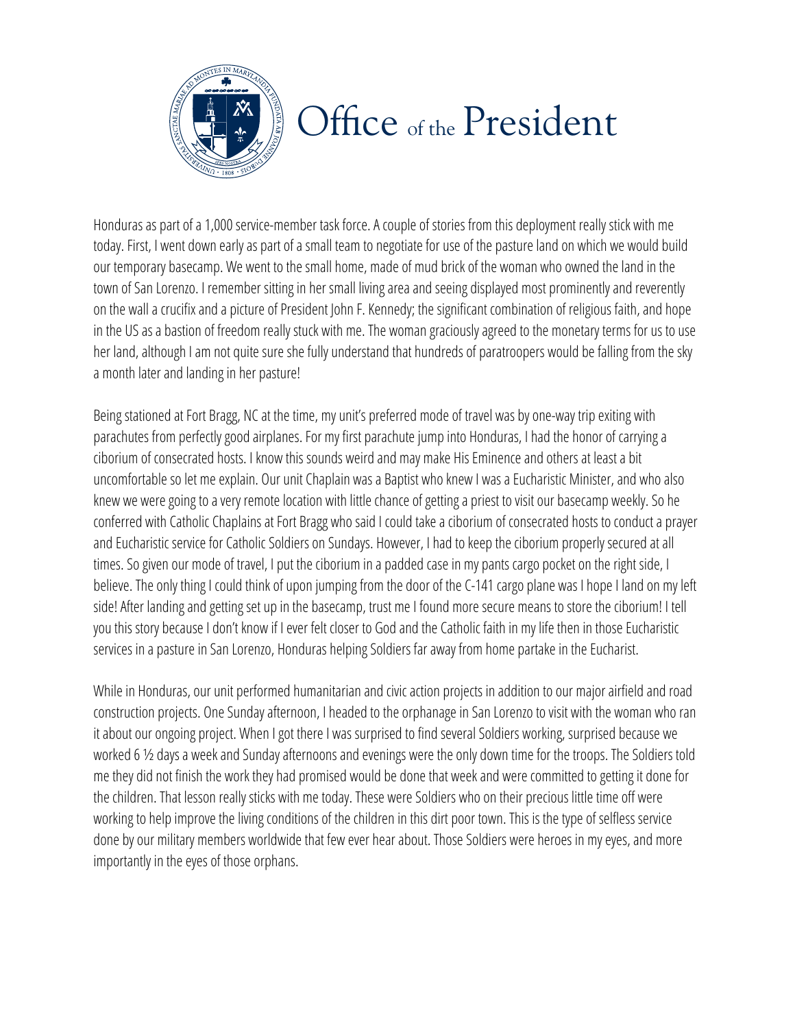Honduras as part of a 1,000 service-member task force. A couple of stories from this deployment really stick with me today. First, I went down early as part of a small team to negotiate for use of the pasture land on which we would build our temporary basecamp. We went to the small home, made of mud brick of the woman who owned the land in the town of San Lorenzo. I remember sitting in her small living area and seeing displayed most prominently and reverently on the wall a crucifix and a picture of President John F. Kennedy; the significant combination of religious faith, and hope in the US as a bastion of freedom really stuck with me. The woman graciously agreed to the monetary terms for us to use her land, although I am not quite sure she fully understand that hundreds of paratroopers would be falling from the sky a month later and landing in her pasture!

Being stationed at Fort Bragg, NC at the time, my unit's preferred mode of travel was by one-way trip exiting with parachutes from perfectly good airplanes. For my first parachute jump into Honduras, I had the honor of carrying a ciborium of consecrated hosts. I know this sounds weird and may make His Eminence and others at least a bit uncomfortable so let me explain. Our unit Chaplain was a Baptist who knew I was a Eucharistic Minister, and who also knew we were going to a very remote location with little chance of getting a priest to visit our basecamp weekly. So he conferred with Catholic Chaplains at Fort Bragg who said I could take a ciborium of consecrated hosts to conduct a prayer and Eucharistic service for Catholic Soldiers on Sundays. However, I had to keep the ciborium properly secured at all times. So given our mode of travel, I put the ciborium in a padded case in my pants cargo pocket on the right side, I believe. The only thing I could think of upon jumping from the door of the C-141 cargo plane was I hope I land on my left side! After landing and getting set up in the basecamp, trust me I found more secure means to store the ciborium! I tell you this story because I don't know if I ever felt closer to God and the Catholic faith in my life then in those Eucharistic services in a pasture in San Lorenzo, Honduras helping Soldiers far away from home partake in the Eucharist.

While in Honduras, our unit performed humanitarian and civic action projects in addition to our major airfield and road construction projects. One Sunday afternoon, I headed to the orphanage in San Lorenzo to visit with the woman who ran it about our ongoing project. When I got there I was surprised to find several Soldiers working, surprised because we worked 6 ½ days a week and Sunday afternoons and evenings were the only down time for the troops. The Soldiers told me they did not finish the work they had promised would be done that week and were committed to getting it done for the children. That lesson really sticks with me today. These were Soldiers who on their precious little time off were working to help improve the living conditions of the children in this dirt poor town. This is the type of selfless service done by our military members worldwide that few ever hear about. Those Soldiers were heroes in my eyes, and more importantly in the eyes of those orphans.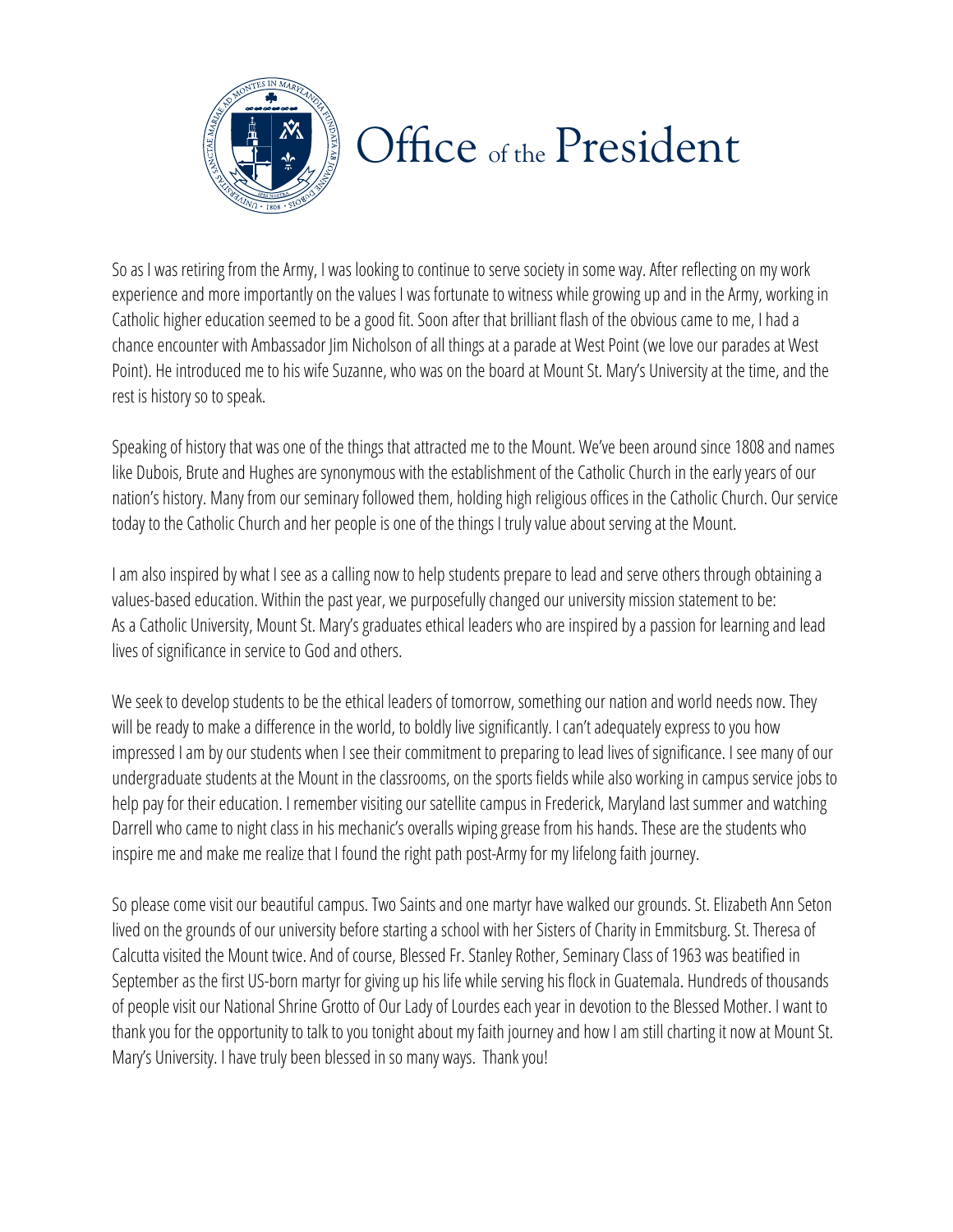# Office of the President

So as I was retiring from the Army, I was looking to continue to serve society in some way. After reflecting on my work experience and more importantly on the values I was fortunate to witness while growing up and in the Army, working in Catholic higher education seemed to be a good fit. Soon after that brilliant flash of the obvious came to me, I had a chance encounter with Ambassador Jim Nicholson of all things at a parade at West Point (we love our parades at West Point). He introduced me to his wife Suzanne, who was on the board at Mount St. Mary's University at the time, and the rest is history so to speak.

Speaking of history that was one of the things that attracted me to the Mount. We've been around since 1808 and names like Dubois, Brute and Hughes are synonymous with the establishment of the Catholic Church in the early years of our nation's history. Many from our seminary followed them, holding high religious offices in the Catholic Church. Our service today to the Catholic Church and her people is one of the things I truly value about serving at the Mount.

I am also inspired by what I see as a calling now to help students prepare to lead and serve others through obtaining a values-based education. Within the past year, we purposefully changed our university mission statement to be:
As a Catholic University, Mount St. Mary's graduates ethical leaders who are inspired by a passion for learning and lead lives of significance in service to God and others.

We seek to develop students to be the ethical leaders of tomorrow, something our nation and world needs now. They will be ready to make a difference in the world, to boldly live significantly. I can't adequately express to you how impressed I am by our students when I see their commitment to preparing to lead lives of significance. I see many of our undergraduate students at the Mount in the classrooms, on the sports fields while also working in campus service jobs to help pay for their education. I remember visiting our satellite campus in Frederick, Maryland last summer and watching Darrell who came to night class in his mechanic's overalls wiping grease from his hands. These are the students who inspire me and make me realize that I found the right path post-Army for my lifelong faith journey.

So please come visit our beautiful campus. Two Saints and one martyr have walked our grounds. St. Elizabeth Ann Seton lived on the grounds of our university before starting a school with her Sisters of Charity in Emmitsburg. St. Theresa of Calcutta visited the Mount twice. And of course, Blessed Fr. Stanley Rother, Seminary Class of 1963 was beatified in September as the first US-born martyr for giving up his life while serving his flock in Guatemala. Hundreds of thousands of people visit our National Shrine Grotto of Our Lady of Lourdes each year in devotion to the Blessed Mother. I want to thank you for the opportunity to talk to you tonight about my faith journey and how I am still charting it now at Mount St. Mary's University. I have truly been blessed in so many ways. Thank you!